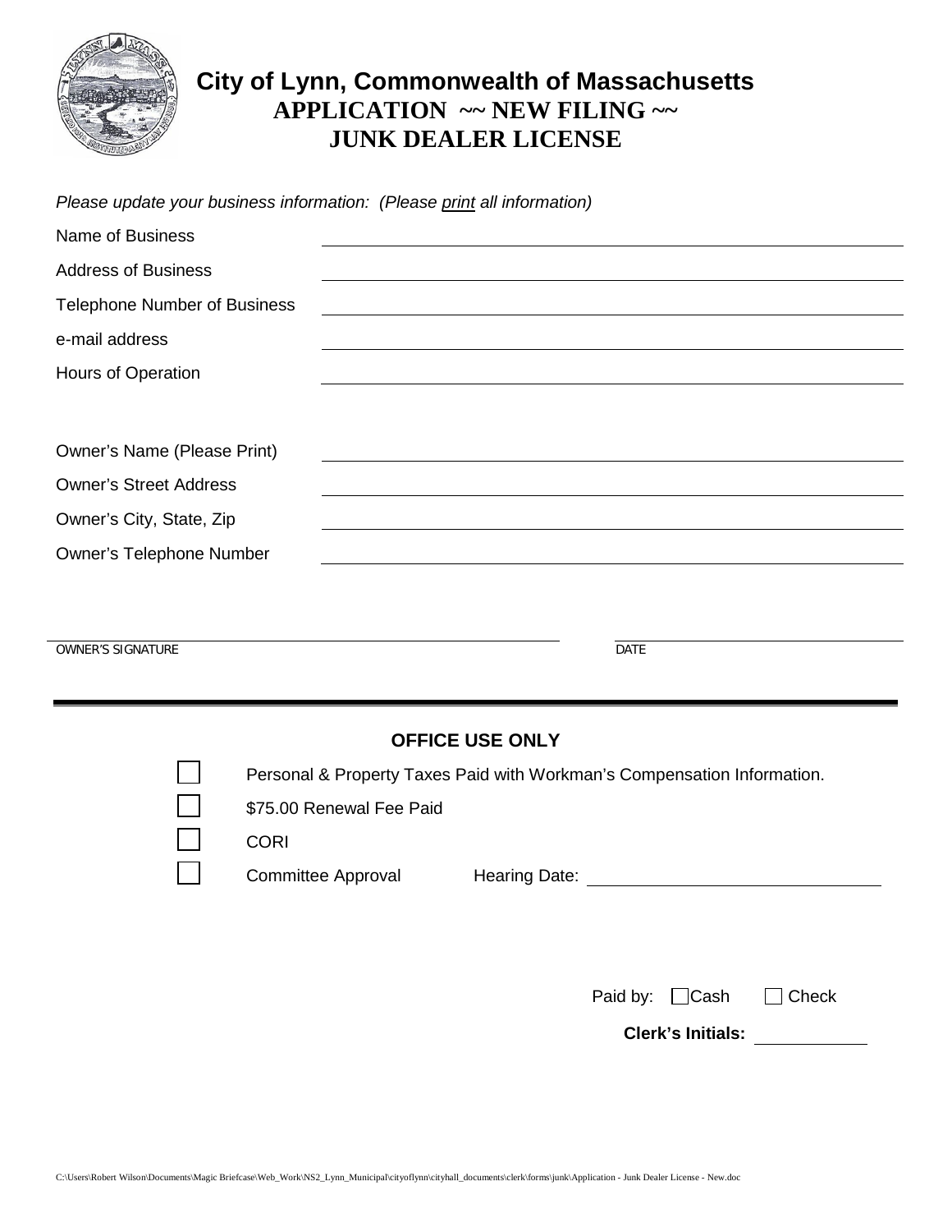# City of Lynn, Commonwealth of Massachusetts
## APPLICATION ~~ NEW FILING ~~
## JUNK DEALER LICENSE

*Please update your business information: (Please print all information)*

Name of Business ______________________________

Address of Business ______________________________

Telephone Number of Business ______________________________

e-mail address ______________________________

Hours of Operation ______________________________

Owner's Name (Please Print) ______________________________

Owner's Street Address ______________________________

Owner's City, State, Zip ______________________________

Owner's Telephone Number ______________________________

______________________________ ______________________________

OWNER'S SIGNATURE DATE

---

**OFFICE USE ONLY**

- ☐ Personal & Property Taxes Paid with Workman's Compensation Information.
- ☐ $75.00 Renewal Fee Paid
- ☐ CORI
- ☐ Committee Approval Hearing Date: ______________________________

Paid by: ☐ Cash ☐ Check

**Clerk's Initials:** ____________

C:\Users\Robert Wilson\Documents\Magic Briefcase\Web_Work\NS2_Lynn_Municipal\cityoflynn\cityhall_documents\clerk\forms\junk\Application - Junk Dealer License - New.doc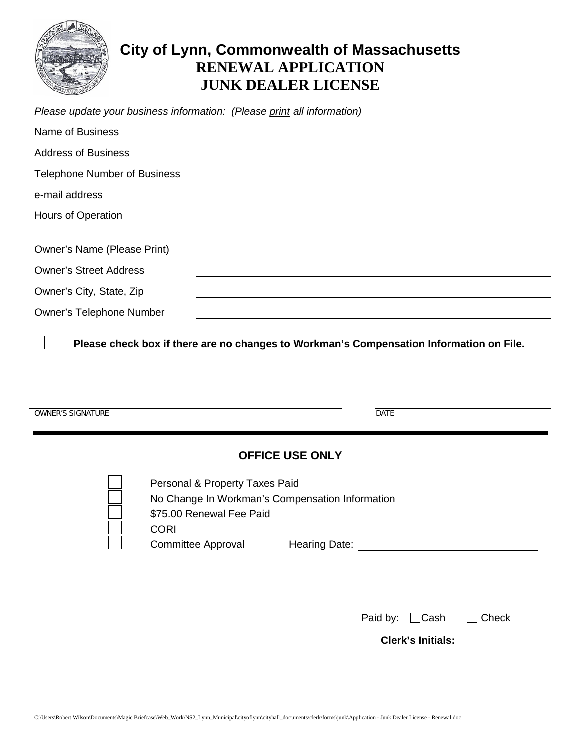# City of Lynn, Commonwealth of Massachusetts

## RENEWAL APPLICATION

## JUNK DEALER LICENSE

*Please update your business information: (Please print all information)*

Name of Business ______________________________

Address of Business ______________________________

Telephone Number of Business ______________________________

e-mail address ______________________________

Hours of Operation ______________________________

Owner's Name (Please Print) ______________________________

Owner's Street Address ______________________________

Owner's City, State, Zip ______________________________

Owner's Telephone Number ______________________________

☐ **Please check box if there are no changes to Workman's Compensation Information on File.**

______________________________ ______________________________

OWNER'S SIGNATURE DATE

---

### OFFICE USE ONLY

☐ Personal & Property Taxes Paid

☐ No Change In Workman's Compensation Information

☐ $75.00 Renewal Fee Paid

☐ CORI

☐ Committee Approval Hearing Date: ______________________________

Paid by: ☐ Cash ☐ Check

**Clerk's Initials:** ____________

C:\Users\Robert Wilson\Documents\Magic Briefcase\Web_Work\NS2_Lynn_Municipal\cityoflynn\cityhall_documents\clerk\forms\junk\Application - Junk Dealer License - Renewal.doc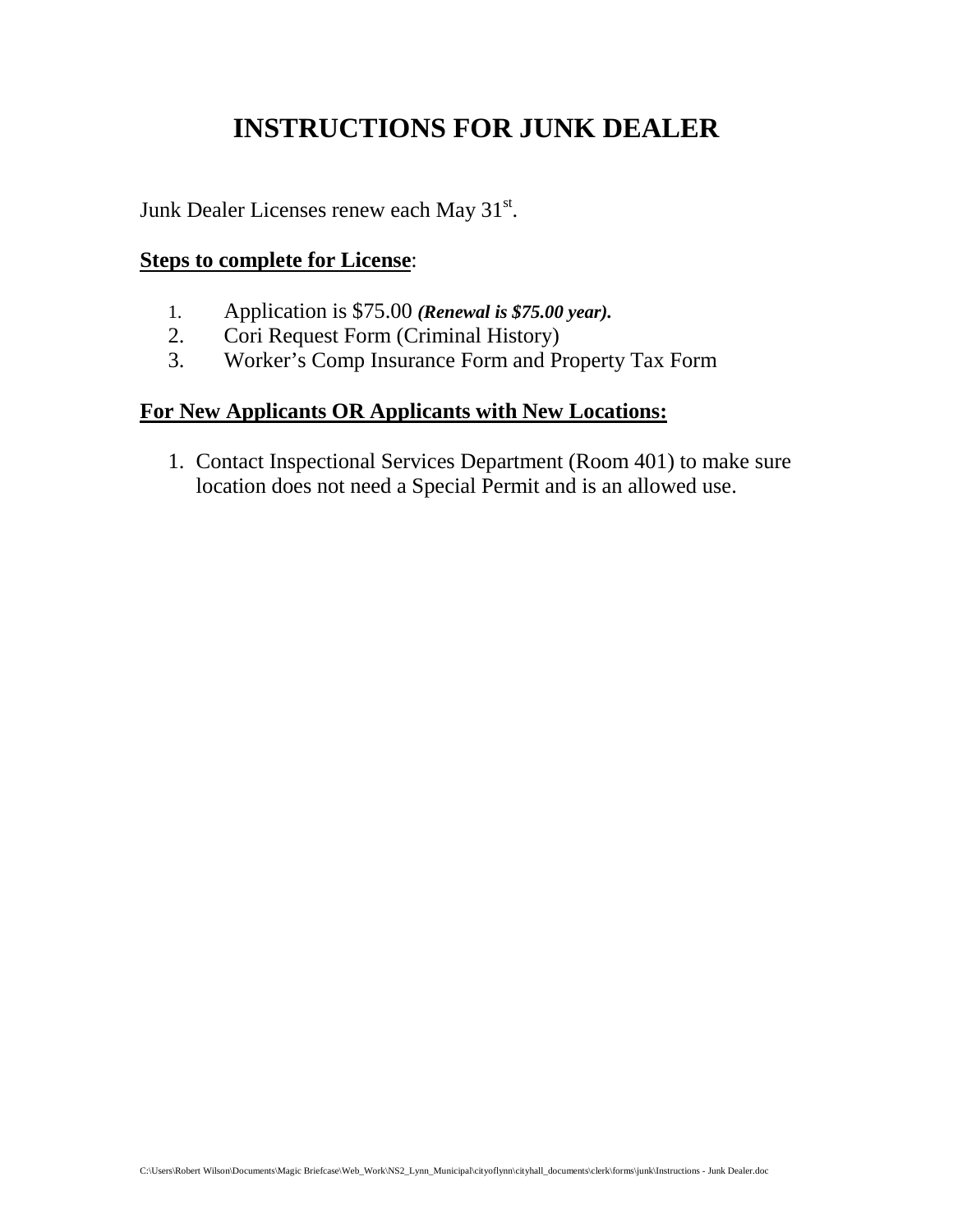# INSTRUCTIONS FOR JUNK DEALER

Junk Dealer Licenses renew each May 31st.

**Steps to complete for License**:

1. Application is $75.00 ***(Renewal is $75.00 year).***
2. Cori Request Form (Criminal History)
3. Worker's Comp Insurance Form and Property Tax Form

**For New Applicants OR Applicants with New Locations:**

1. Contact Inspectional Services Department (Room 401) to make sure location does not need a Special Permit and is an allowed use.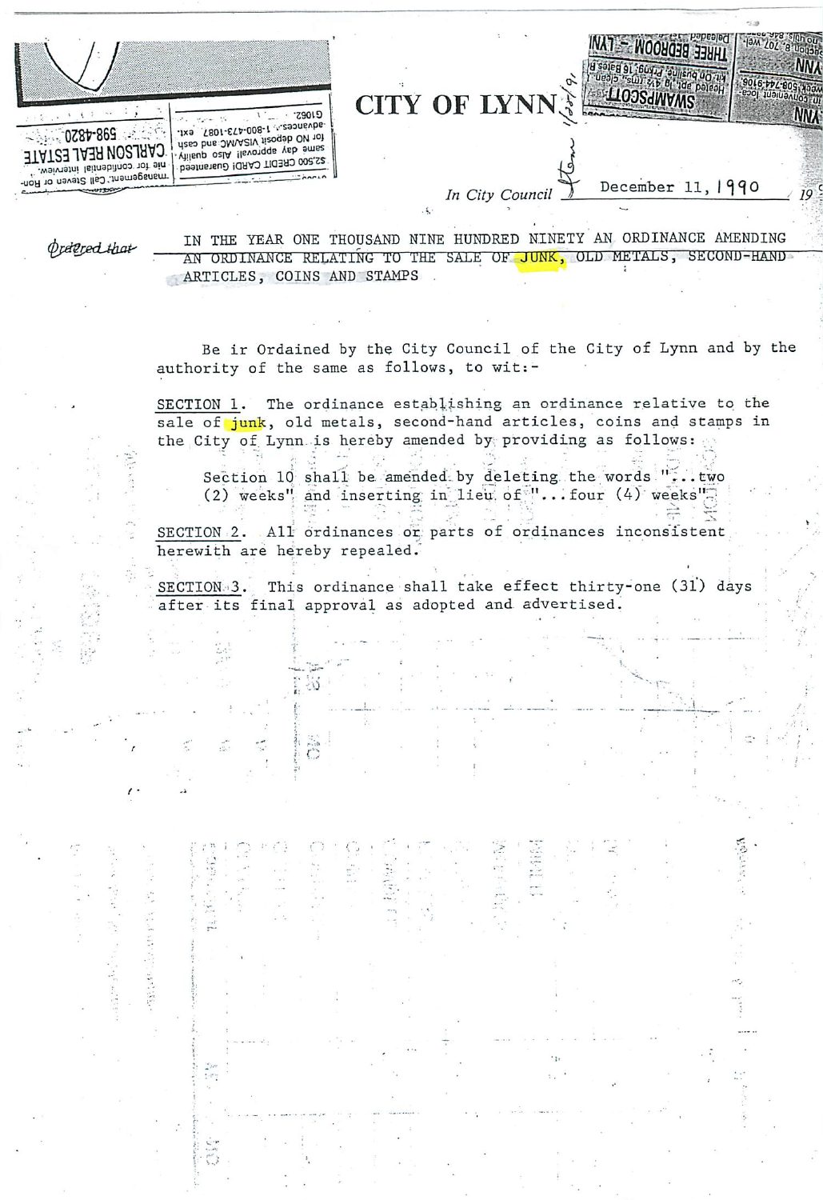# CITY OF LYNN

In City Council December 11, 1990

*Ordered that* IN THE YEAR ONE THOUSAND NINE HUNDRED NINETY AN ORDINANCE AMENDING AN ORDINANCE RELATING TO THE SALE OF JUNK, OLD METALS, SECOND-HAND ARTICLES, COINS AND STAMPS

Be ir Ordained by the City Council of the City of Lynn and by the authority of the same as follows, to wit:-

SECTION 1. The ordinance establishing an ordinance relative to the sale of junk, old metals, second-hand articles, coins and stamps in the City of Lynn is hereby amended by providing as follows:

> Section 10 shall be amended by deleting the words "...two (2) weeks" and inserting in lieu of "...four (4) weeks"

SECTION 2. All ordinances or parts of ordinances inconsistent herewith are hereby repealed.

SECTION 3. This ordinance shall take effect thirty-one (31) days after its final approval as adopted and advertised.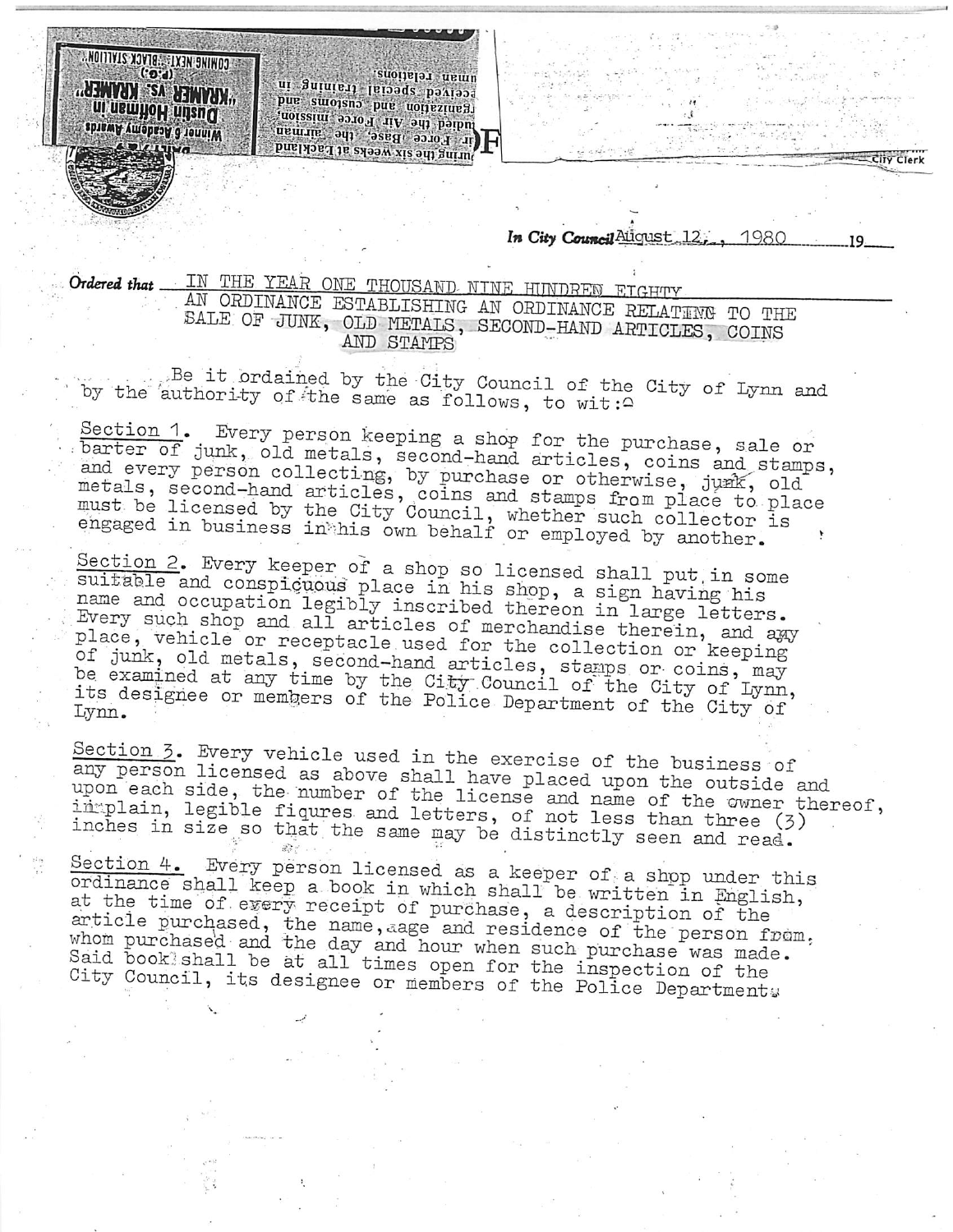City Clerk

*In City Council* August 12, , 1980 19

*Ordered that* IN THE YEAR ONE THOUSAND NINE HUNDRED EIGHTY

AN ORDINANCE ESTABLISHING AN ORDINANCE RELATING TO THE SALE OF JUNK, OLD METALS, SECOND-HAND ARTICLES, COINS AND STAMPS

Be it ordained by the City Council of the City of Lynn and by the authority of the same as follows, to wit:

Section 1. Every person keeping a shop for the purchase, sale or barter of junk, old metals, second-hand articles, coins and stamps, and every person collecting, by purchase or otherwise, junk, old metals, second-hand articles, coins and stamps from place to place must be licensed by the City Council, whether such collector is engaged in business in his own behalf or employed by another.

Section 2. Every keeper of a shop so licensed shall put in some suitable and conspicuous place in his shop, a sign having his name and occupation legibly inscribed thereon in large letters. Every such shop and all articles of merchandise therein, and any place, vehicle or receptacle used for the collection or keeping of junk, old metals, second-hand articles, stamps or coins, may be examined at any time by the City Council of the City of Lynn, its designee or members of the Police Department of the City of Lynn.

Section 3. Every vehicle used in the exercise of the business of any person licensed as above shall have placed upon the outside and upon each side, the number of the license and name of the owner thereof, in plain, legible figures and letters, of not less than three (3) inches in size so that the same may be distinctly seen and read.

Section 4. Every person licensed as a keeper of a shop under this ordinance shall keep a book in which shall be written in English, at the time of every receipt of purchase, a description of the article purchased, the name, age and residence of the person from whom purchased and the day and hour when such purchase was made. Said book shall be at all times open for the inspection of the City Council, its designee or members of the Police Department.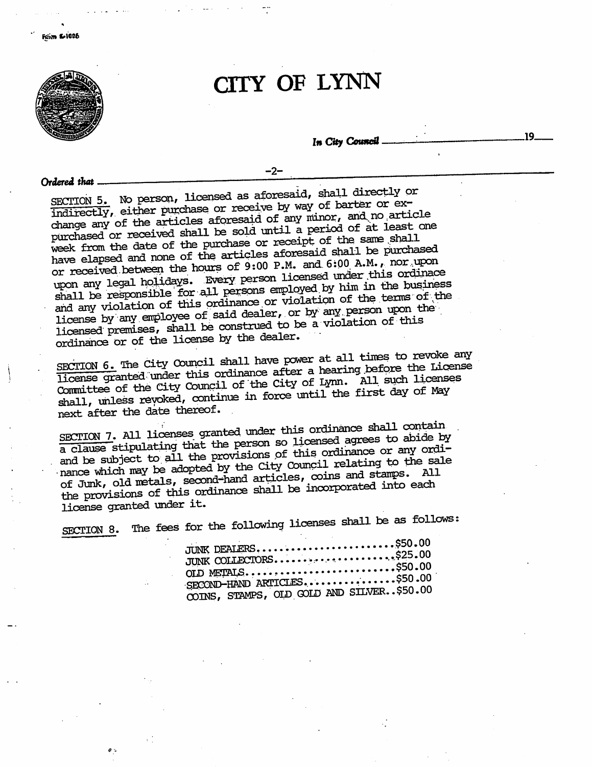# CITY OF LYNN

*In City Council* ______________________ 19____

*Ordered that*

SECTION 5. No person, licensed as aforesaid, shall directly or indirectly, either purchase or receive by way of barter or exchange any of the articles aforesaid of any minor, and no article purchased or received shall be sold until a period of at least one week from the date of the purchase or receipt of the same shall have elapsed and none of the articles aforesaid shall be purchased or received between the hours of 9:00 P.M. and 6:00 A.M., nor upon upon any legal holidays. Every person licensed under this ordinace shall be responsible for all persons employed by him in the business and any violation of this ordinance or violation of the terms of the license by any employee of said dealer, or by any person upon the licensed premises, shall be construed to be a violation of this ordinance or of the license by the dealer.

SECTION 6. The City Council shall have power at all times to revoke any license granted under this ordinance after a hearing before the License Committee of the City Council of the City of Lynn. All such licenses shall, unless revoked, continue in force until the first day of May next after the date thereof.

SECTION 7. All licenses granted under this ordinance shall contain a clause stipulating that the person so licensed agrees to abide by and be subject to all the provisions of this ordinance or any ordinance which may be adopted by the City Council relating to the sale of Junk, old metals, second-hand articles, coins and stamps. All the provisions of this ordinance shall be incorporated into each license granted under it.

SECTION 8. The fees for the following licenses shall be as follows:

| License | Fee |
|---|---|
| JUNK DEALERS | $50.00 |
| JUNK COLLECTORS | $25.00 |
| OLD METALS | $50.00 |
| SECOND-HAND ARTICLES | $50.00 |
| COINS, STAMPS, OLD GOLD AND SILVER | $50.00 |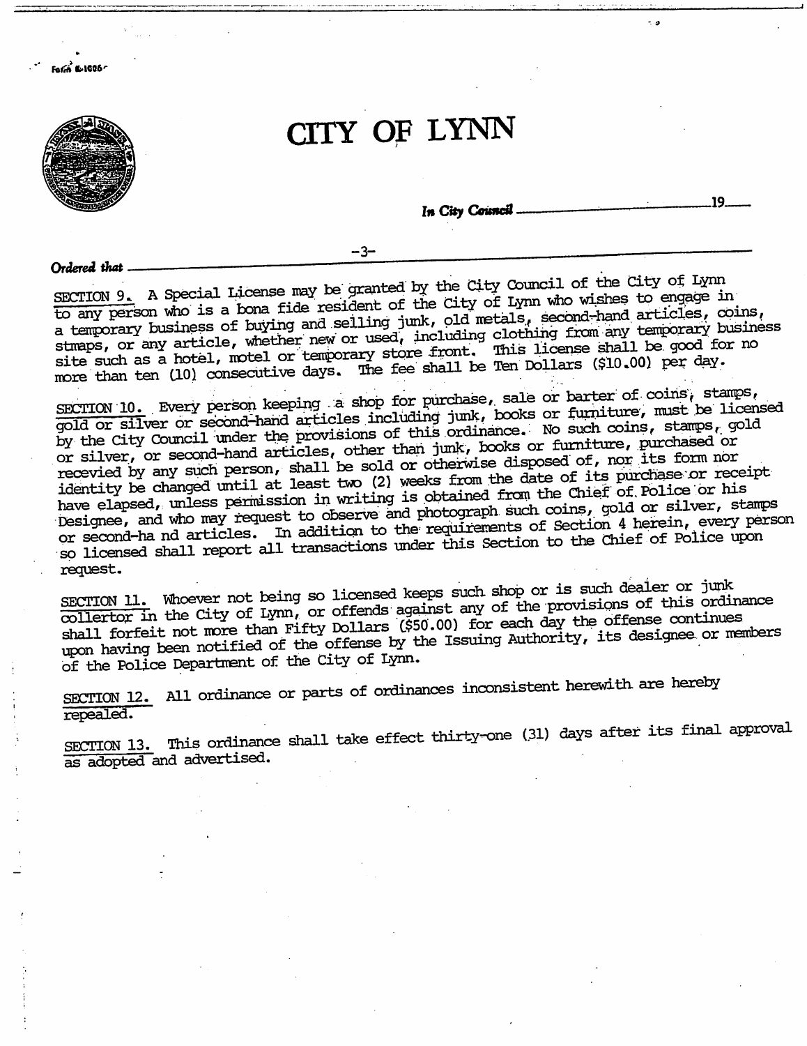Form E-1006

# CITY OF LYNN

*In City Council* \_\_\_\_\_\_\_\_\_\_\_\_\_\_\_\_\_\_\_\_\_\_19\_\_\_

-3-

*Ordered that*

SECTION 9. A Special License may be granted by the City Council of the City of Lynn to any person who is a bona fide resident of the City of Lynn who wishes to engage in a temporary business of buying and selling junk, old metals, second-hand articles, coins, stmaps, or any article, whether new or used, including clothing from any temporary business site such as a hotel, motel or temporary store front. This license shall be good for no more than ten (10) consecutive days. The fee shall be Ten Dollars ($10.00) per day.

SECTION 10. Every person keeping a shop for purchase, sale or barter of coins, stamps, gold or silver or second-hand articles including junk, books or furniture, must be licensed by the City Council under the provisions of this ordinance. No such coins, stamps, gold or silver, or second-hand articles, other than junk, books or furniture, purchased or recevied by any such person, shall be sold or otherwise disposed of, nor its form nor identity be changed until at least two (2) weeks from the date of its purchase or receipt have elapsed, unless permission in writing is obtained from the Chief of Police or his Designee, and who may request to observe and photograph such coins, gold or silver, stamps or second-ha nd articles. In addition to the requirements of Section 4 herein, every person so licensed shall report all transactions under this Section to the Chief of Police upon request.

SECTION 11. Whoever not being so licensed keeps such shop or is such dealer or junk collertor in the City of Lynn, or offends against any of the provisions of this ordinance shall forfeit not more than Fifty Dollars ($50.00) for each day the offense continues upon having been notified of the offense by the Issuing Authority, its designee or members of the Police Department of the City of Lynn.

SECTION 12. All ordinance or parts of ordinances inconsistent herewith are hereby repealed.

SECTION 13. This ordinance shall take effect thirty-one (31) days after its final approval as adopted and advertised.